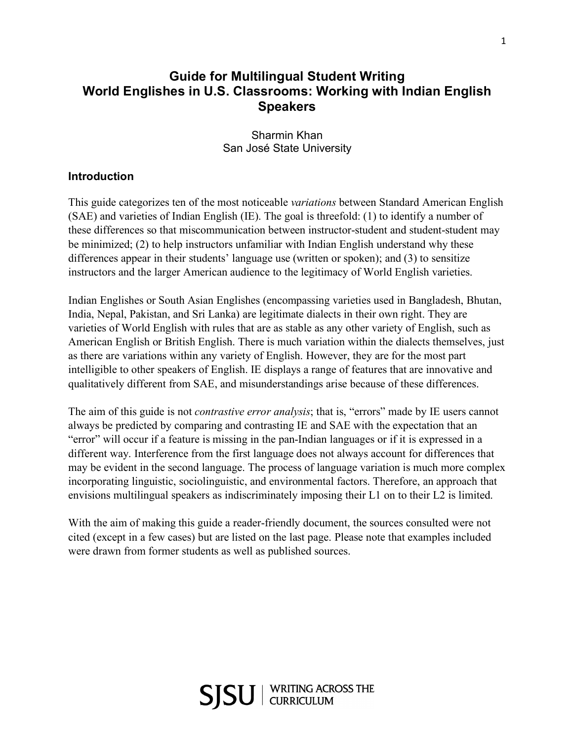# Guide for Multilingual Student Writing
# World Englishes in U.S. Classrooms: Working with Indian English Speakers

Sharmin Khan
San José State University

## Introduction

This guide categorizes ten of the most noticeable *variations* between Standard American English (SAE) and varieties of Indian English (IE). The goal is threefold: (1) to identify a number of these differences so that miscommunication between instructor-student and student-student may be minimized; (2) to help instructors unfamiliar with Indian English understand why these differences appear in their students' language use (written or spoken); and (3) to sensitize instructors and the larger American audience to the legitimacy of World English varieties.

Indian Englishes or South Asian Englishes (encompassing varieties used in Bangladesh, Bhutan, India, Nepal, Pakistan, and Sri Lanka) are legitimate dialects in their own right. They are varieties of World English with rules that are as stable as any other variety of English, such as American English or British English. There is much variation within the dialects themselves, just as there are variations within any variety of English. However, they are for the most part intelligible to other speakers of English. IE displays a range of features that are innovative and qualitatively different from SAE, and misunderstandings arise because of these differences.

The aim of this guide is not *contrastive error analysis*; that is, "errors" made by IE users cannot always be predicted by comparing and contrasting IE and SAE with the expectation that an "error" will occur if a feature is missing in the pan-Indian languages or if it is expressed in a different way. Interference from the first language does not always account for differences that may be evident in the second language. The process of language variation is much more complex incorporating linguistic, sociolinguistic, and environmental factors. Therefore, an approach that envisions multilingual speakers as indiscriminately imposing their L1 on to their L2 is limited.

With the aim of making this guide a reader-friendly document, the sources consulted were not cited (except in a few cases) but are listed on the last page. Please note that examples included were drawn from former students as well as published sources.

SJSU | WRITING ACROSS THE CURRICULUM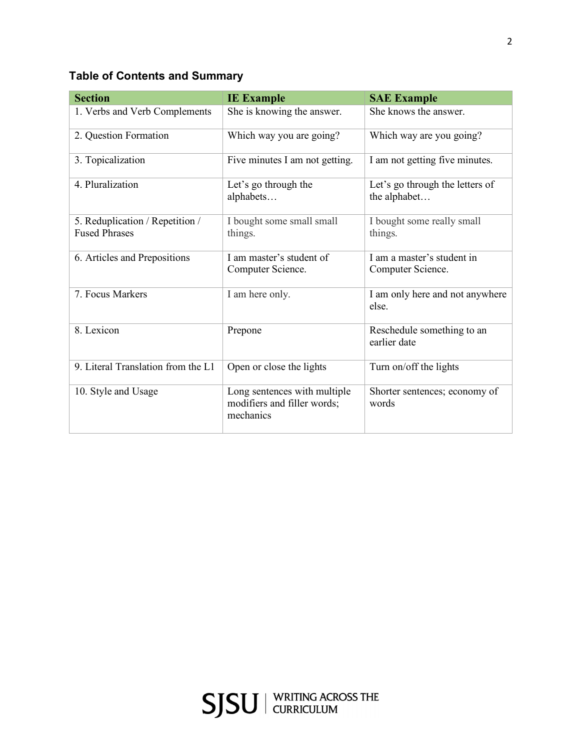## Table of Contents and Summary

| Section | IE Example | SAE Example |
|---|---|---|
| 1. Verbs and Verb Complements | She is knowing the answer. | She knows the answer. |
| 2. Question Formation | Which way you are going? | Which way are you going? |
| 3. Topicalization | Five minutes I am not getting. | I am not getting five minutes. |
| 4. Pluralization | Let's go through the alphabets… | Let's go through the letters of the alphabet… |
| 5. Reduplication / Repetition / Fused Phrases | I bought some small small things. | I bought some really small things. |
| 6. Articles and Prepositions | I am master's student of Computer Science. | I am a master's student in Computer Science. |
| 7. Focus Markers | I am here only. | I am only here and not anywhere else. |
| 8. Lexicon | Prepone | Reschedule something to an earlier date |
| 9. Literal Translation from the L1 | Open or close the lights | Turn on/off the lights |
| 10. Style and Usage | Long sentences with multiple modifiers and filler words; mechanics | Shorter sentences; economy of words |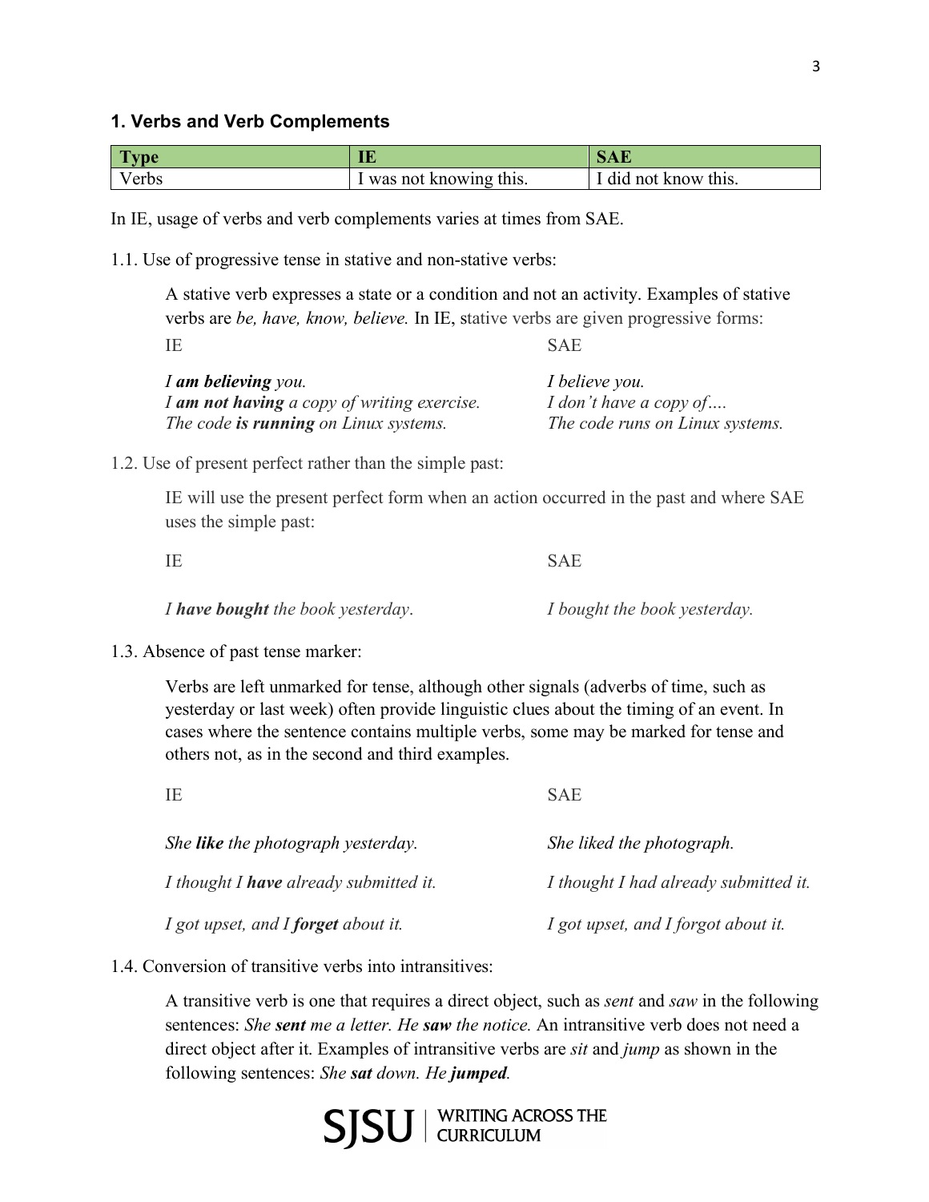### 1. Verbs and Verb Complements

| Type | IE | SAE |
|---|---|---|
| Verbs | I was not knowing this. | I did not know this. |

In IE, usage of verbs and verb complements varies at times from SAE.

1.1. Use of progressive tense in stative and non-stative verbs:

A stative verb expresses a state or a condition and not an activity. Examples of stative verbs are *be, have, know, believe.* In IE, stative verbs are given progressive forms:

| IE | SAE |
|---|---|
| *I **am believing** you.* | *I believe you.* |
| *I **am not having** a copy of writing exercise.* | *I don't have a copy of….* |
| *The code **is running** on Linux systems.* | *The code runs on Linux systems.* |

1.2. Use of present perfect rather than the simple past:

IE will use the present perfect form when an action occurred in the past and where SAE uses the simple past:

| IE | SAE |
|---|---|
| *I **have bought** the book yesterday*. | *I bought the book yesterday.* |

1.3. Absence of past tense marker:

Verbs are left unmarked for tense, although other signals (adverbs of time, such as yesterday or last week) often provide linguistic clues about the timing of an event. In cases where the sentence contains multiple verbs, some may be marked for tense and others not, as in the second and third examples.

| IE | SAE |
|---|---|
| *She **like** the photograph yesterday.* | *She liked the photograph.* |
| *I thought I **have** already submitted it.* | *I thought I had already submitted it.* |
| *I got upset, and I **forget** about it.* | *I got upset, and I forgot about it.* |

1.4. Conversion of transitive verbs into intransitives:

A transitive verb is one that requires a direct object, such as *sent* and *saw* in the following sentences: *She **sent** me a letter. He **saw** the notice.* An intransitive verb does not need a direct object after it. Examples of intransitive verbs are *sit* and *jump* as shown in the following sentences: *She **sat** down. He **jumped**.*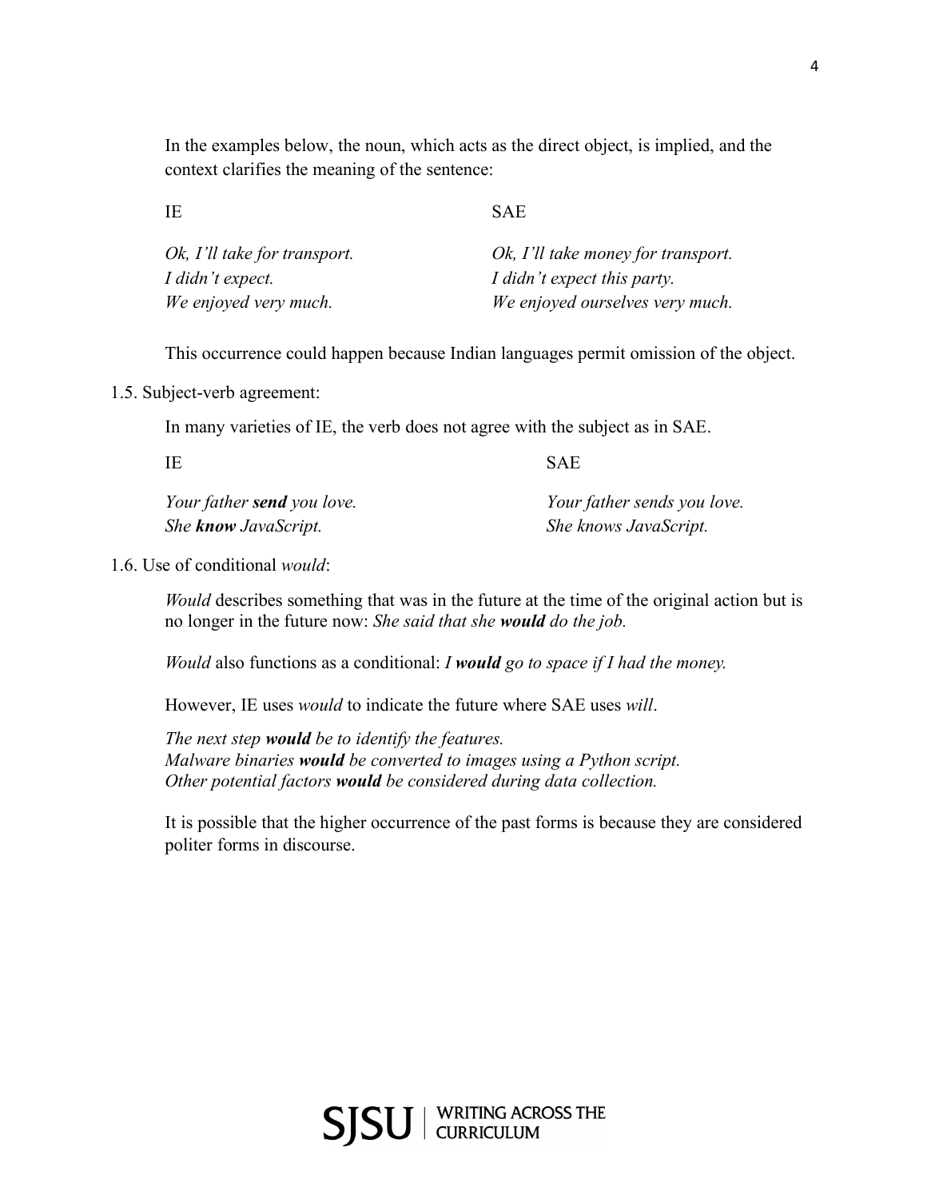In the examples below, the noun, which acts as the direct object, is implied, and the context clarifies the meaning of the sentence:

| IE | SAE |
| --- | --- |
| *Ok, I'll take for transport.* | *Ok, I'll take money for transport.* |
| *I didn't expect.* | *I didn't expect this party.* |
| *We enjoyed very much.* | *We enjoyed ourselves very much.* |

This occurrence could happen because Indian languages permit omission of the object.

1.5. Subject-verb agreement:

In many varieties of IE, the verb does not agree with the subject as in SAE.

| IE | SAE |
| --- | --- |
| *Your father **send** you love.* | *Your father sends you love.* |
| *She **know** JavaScript.* | *She knows JavaScript.* |

1.6. Use of conditional *would*:

*Would* describes something that was in the future at the time of the original action but is no longer in the future now: *She said that she **would** do the job.*

*Would* also functions as a conditional: *I **would** go to space if I had the money.*

However, IE uses *would* to indicate the future where SAE uses *will*.

*The next step **would** be to identify the features.*
*Malware binaries **would** be converted to images using a Python script.*
*Other potential factors **would** be considered during data collection.*

It is possible that the higher occurrence of the past forms is because they are considered politer forms in discourse.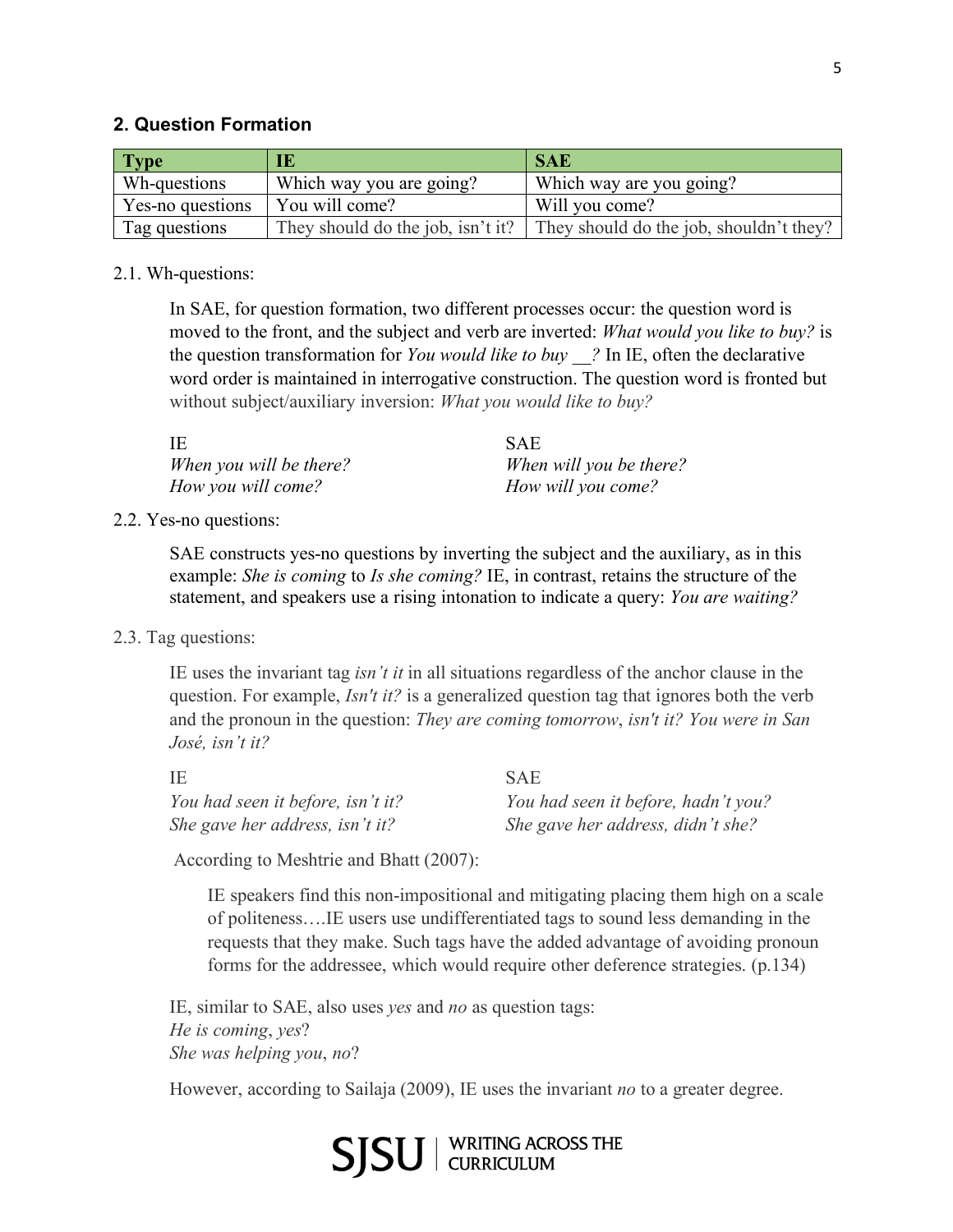## 2. Question Formation

| Type | IE | SAE |
|---|---|---|
| Wh-questions | Which way you are going? | Which way are you going? |
| Yes-no questions | You will come? | Will you come? |
| Tag questions | They should do the job, isn't it? | They should do the job, shouldn't they? |

2.1. Wh-questions:

In SAE, for question formation, two different processes occur: the question word is moved to the front, and the subject and verb are inverted: *What would you like to buy?* is the question transformation for *You would like to buy \_\_?* In IE, often the declarative word order is maintained in interrogative construction. The question word is fronted but without subject/auxiliary inversion: *What you would like to buy?*

| IE | SAE |
|---|---|
| *When you will be there?* | *When will you be there?* |
| *How you will come?* | *How will you come?* |

2.2. Yes-no questions:

SAE constructs yes-no questions by inverting the subject and the auxiliary, as in this example: *She is coming* to *Is she coming?* IE, in contrast, retains the structure of the statement, and speakers use a rising intonation to indicate a query: *You are waiting?*

2.3. Tag questions:

IE uses the invariant tag *isn't it* in all situations regardless of the anchor clause in the question. For example, *Isn't it?* is a generalized question tag that ignores both the verb and the pronoun in the question: *They are coming tomorrow*, *isn't it? You were in San José, isn't it?*

| IE | SAE |
|---|---|
| *You had seen it before, isn't it?* | *You had seen it before, hadn't you?* |
| *She gave her address, isn't it?* | *She gave her address, didn't she?* |

According to Meshtrie and Bhatt (2007):

> IE speakers find this non-impositional and mitigating placing them high on a scale of politeness….IE users use undifferentiated tags to sound less demanding in the requests that they make. Such tags have the added advantage of avoiding pronoun forms for the addressee, which would require other deference strategies. (p.134)

IE, similar to SAE, also uses *yes* and *no* as question tags:
*He is coming*, *yes*?
*She was helping you*, *no*?

However, according to Sailaja (2009), IE uses the invariant *no* to a greater degree.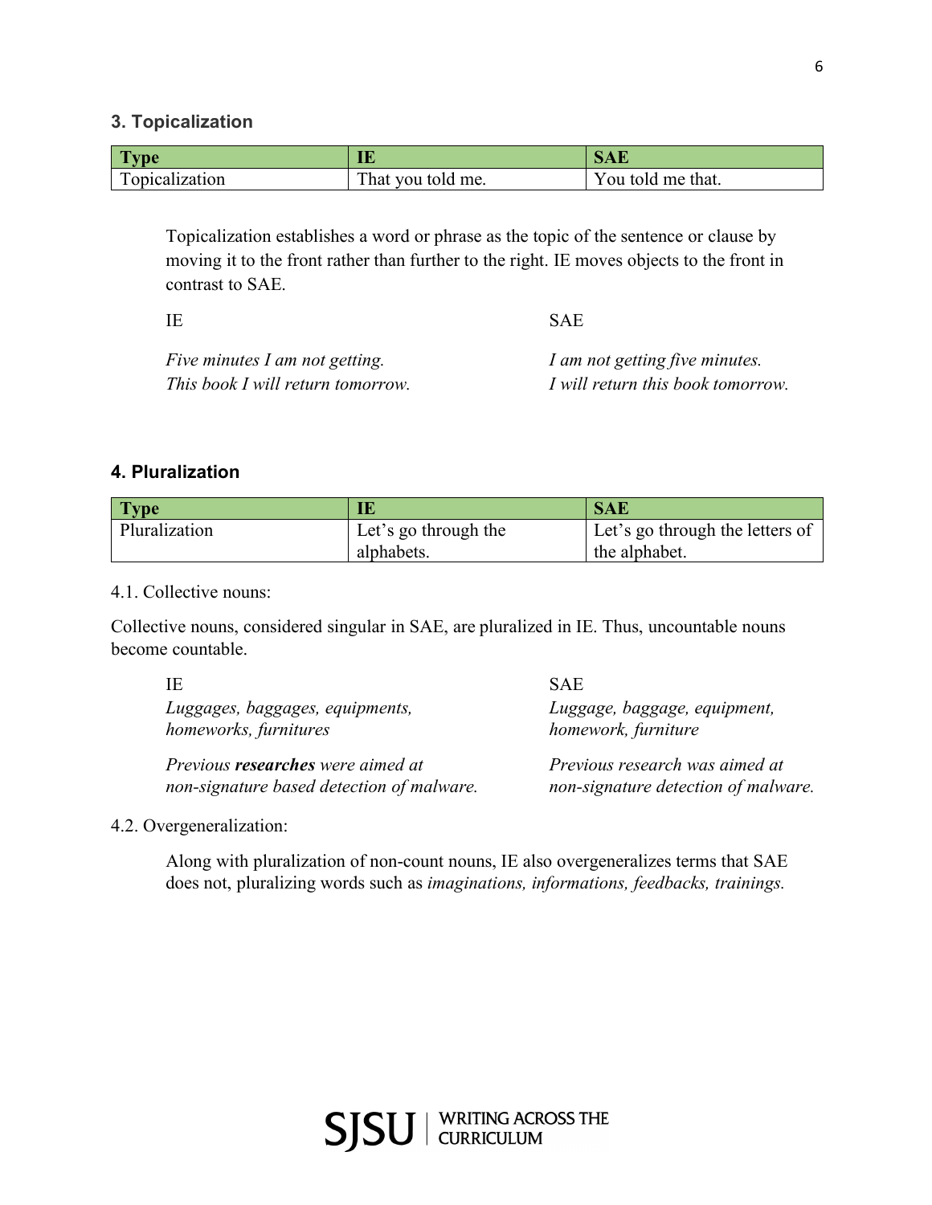### 3. Topicalization

| Type | IE | SAE |
|---|---|---|
| Topicalization | That you told me. | You told me that. |

Topicalization establishes a word or phrase as the topic of the sentence or clause by moving it to the front rather than further to the right. IE moves objects to the front in contrast to SAE.

| IE | SAE |
|---|---|
| *Five minutes I am not getting.* | *I am not getting five minutes.* |
| *This book I will return tomorrow.* | *I will return this book tomorrow.* |

### 4. Pluralization

| Type | IE | SAE |
|---|---|---|
| Pluralization | Let's go through the alphabets. | Let's go through the letters of the alphabet. |

4.1. Collective nouns:

Collective nouns, considered singular in SAE, are pluralized in IE. Thus, uncountable nouns become countable.

| IE | SAE |
|---|---|
| *Luggages, baggages, equipments, homeworks, furnitures* | *Luggage, baggage, equipment, homework, furniture* |
| *Previous **researches** were aimed at non-signature based detection of malware.* | *Previous research was aimed at non-signature detection of malware.* |

4.2. Overgeneralization:

Along with pluralization of non-count nouns, IE also overgeneralizes terms that SAE does not, pluralizing words such as *imaginations, informations, feedbacks, trainings.*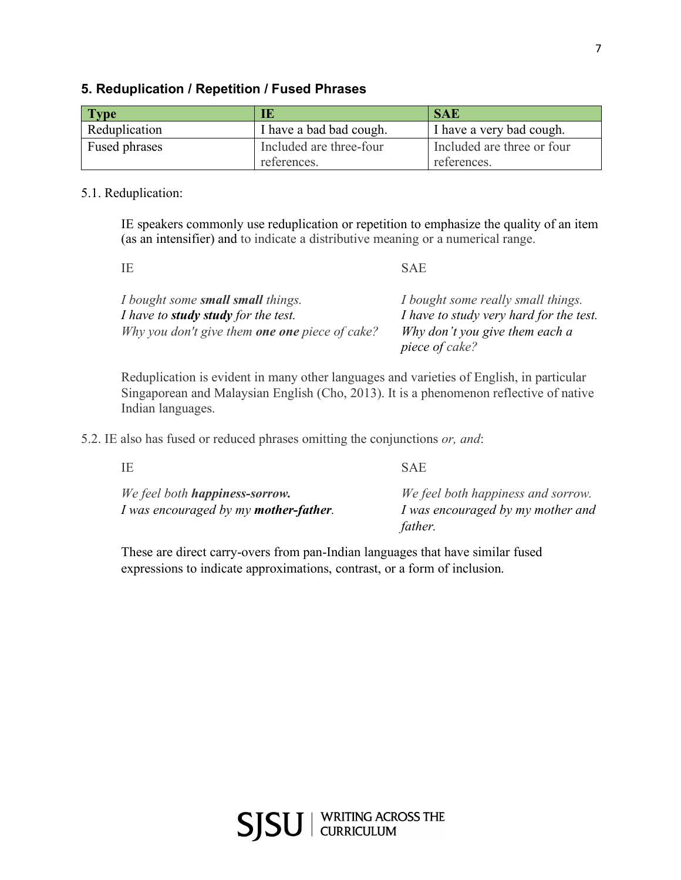## 5. Reduplication / Repetition / Fused Phrases

| Type | IE | SAE |
| --- | --- | --- |
| Reduplication | I have a bad bad cough. | I have a very bad cough. |
| Fused phrases | Included are three-four references. | Included are three or four references. |

5.1. Reduplication:

IE speakers commonly use reduplication or repetition to emphasize the quality of an item (as an intensifier) and to indicate a distributive meaning or a numerical range.

| IE | SAE |
| --- | --- |
| *I bought some **small small** things.* | *I bought some really small things.* |
| *I have to **study study** for the test.* | *I have to study very hard for the test.* |
| *Why you don't give them **one one** piece of cake?* | *Why don't you give them each a piece of cake?* |

Reduplication is evident in many other languages and varieties of English, in particular Singaporean and Malaysian English (Cho, 2013). It is a phenomenon reflective of native Indian languages.

5.2. IE also has fused or reduced phrases omitting the conjunctions *or, and*:

| IE | SAE |
| --- | --- |
| *We feel both **happiness-sorrow.*** | *We feel both happiness and sorrow.* |
| *I was encouraged by my **mother-father**.* | *I was encouraged by my mother and father.* |

These are direct carry-overs from pan-Indian languages that have similar fused expressions to indicate approximations, contrast, or a form of inclusion.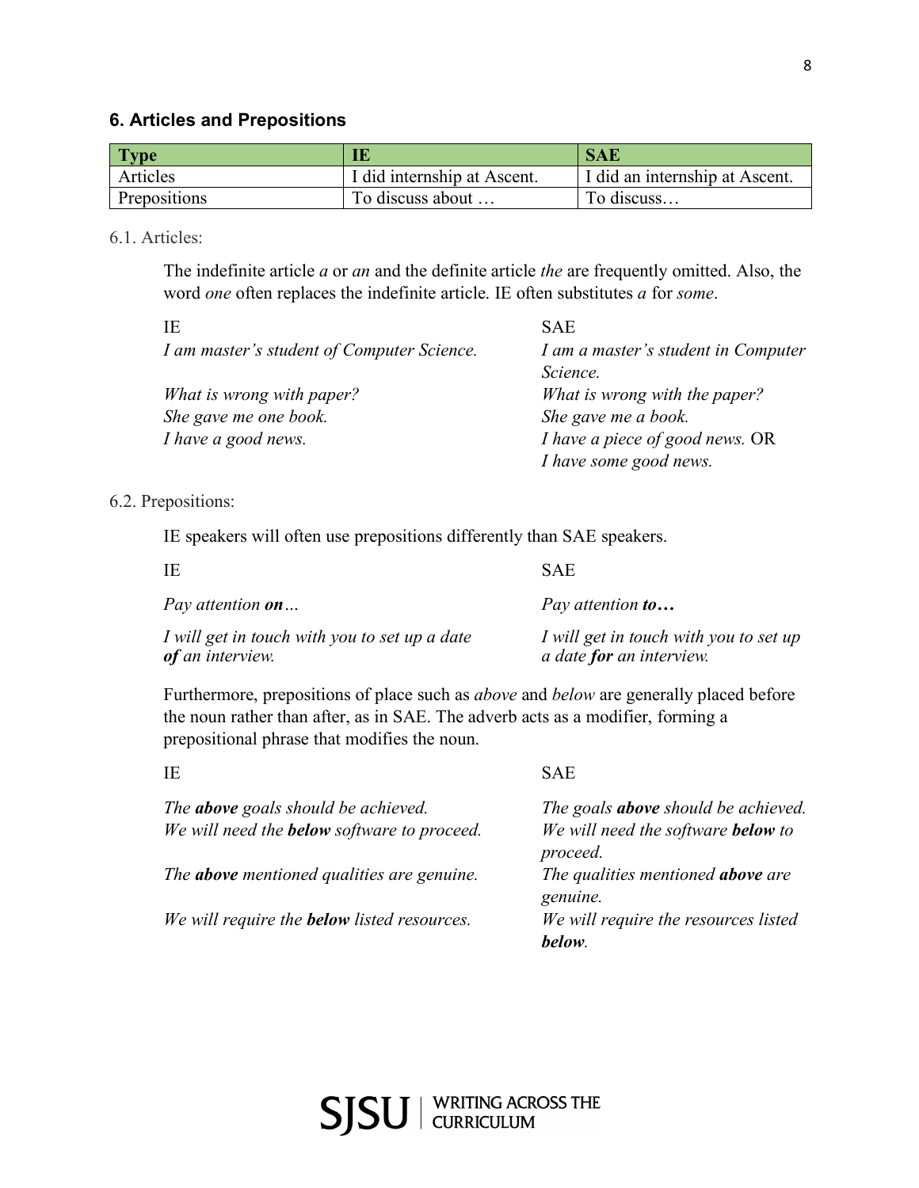## 6. Articles and Prepositions

| Type | IE | SAE |
| --- | --- | --- |
| Articles | I did internship at Ascent. | I did an internship at Ascent. |
| Prepositions | To discuss about … | To discuss… |

6.1. Articles:

The indefinite article *a* or *an* and the definite article *the* are frequently omitted. Also, the word *one* often replaces the indefinite article. IE often substitutes *a* for *some*.

| IE | SAE |
| --- | --- |
| *I am master's student of Computer Science.* | *I am a master's student in Computer Science.* |
| *What is wrong with paper?* | *What is wrong with the paper?* |
| *She gave me one book.* | *She gave me a book.* |
| *I have a good news.* | *I have a piece of good news.* OR *I have some good news.* |

6.2. Prepositions:

IE speakers will often use prepositions differently than SAE speakers.

| IE | SAE |
| --- | --- |
| *Pay attention **on**…* | *Pay attention **to…*** |
| *I will get in touch with you to set up a date **of** an interview.* | *I will get in touch with you to set up a date **for** an interview.* |

Furthermore, prepositions of place such as *above* and *below* are generally placed before the noun rather than after, as in SAE. The adverb acts as a modifier, forming a prepositional phrase that modifies the noun.

| IE | SAE |
| --- | --- |
| *The **above** goals should be achieved.* | *The goals **above** should be achieved.* |
| *We will need the **below** software to proceed.* | *We will need the software **below** to proceed.* |
| *The **above** mentioned qualities are genuine.* | *The qualities mentioned **above** are genuine.* |
| *We will require the **below** listed resources.* | *We will require the resources listed **below**.* |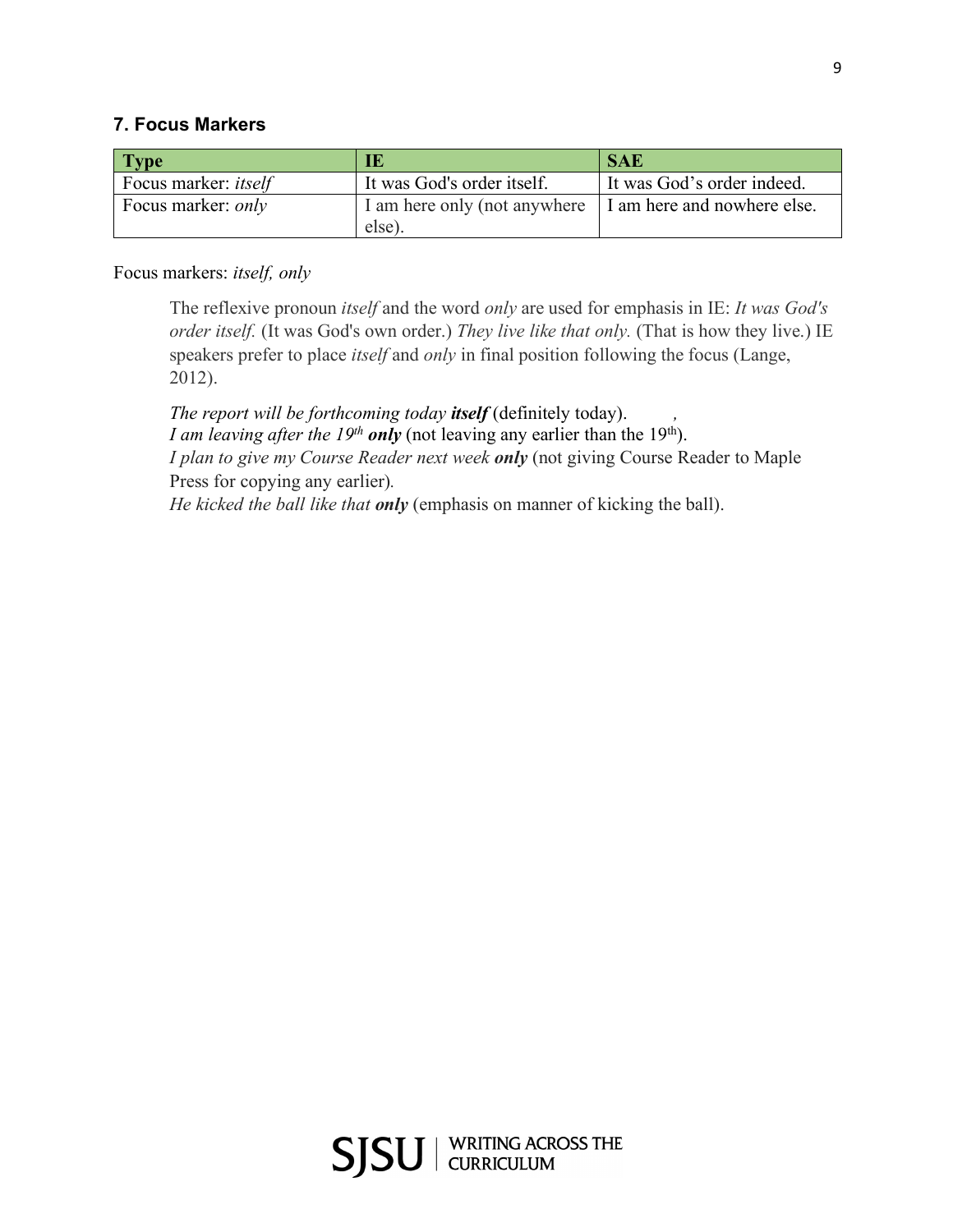### 7. Focus Markers

| Type | IE | SAE |
|---|---|---|
| Focus marker: *itself* | It was God's order itself. | It was God's order indeed. |
| Focus marker: *only* | I am here only (not anywhere else). | I am here and nowhere else. |

Focus markers: *itself, only*

> The reflexive pronoun *itself* and the word *only* are used for emphasis in IE: *It was God's order itself.* (It was God's own order.) *They live like that only.* (That is how they live.) IE speakers prefer to place *itself* and *only* in final position following the focus (Lange, 2012).
>
> *The report will be forthcoming today* ***itself*** (definitely today).
> *I am leaving after the 19th* ***only*** (not leaving any earlier than the 19th).
> *I plan to give my Course Reader next week* ***only*** (not giving Course Reader to Maple Press for copying any earlier).
> *He kicked the ball like that* ***only*** (emphasis on manner of kicking the ball).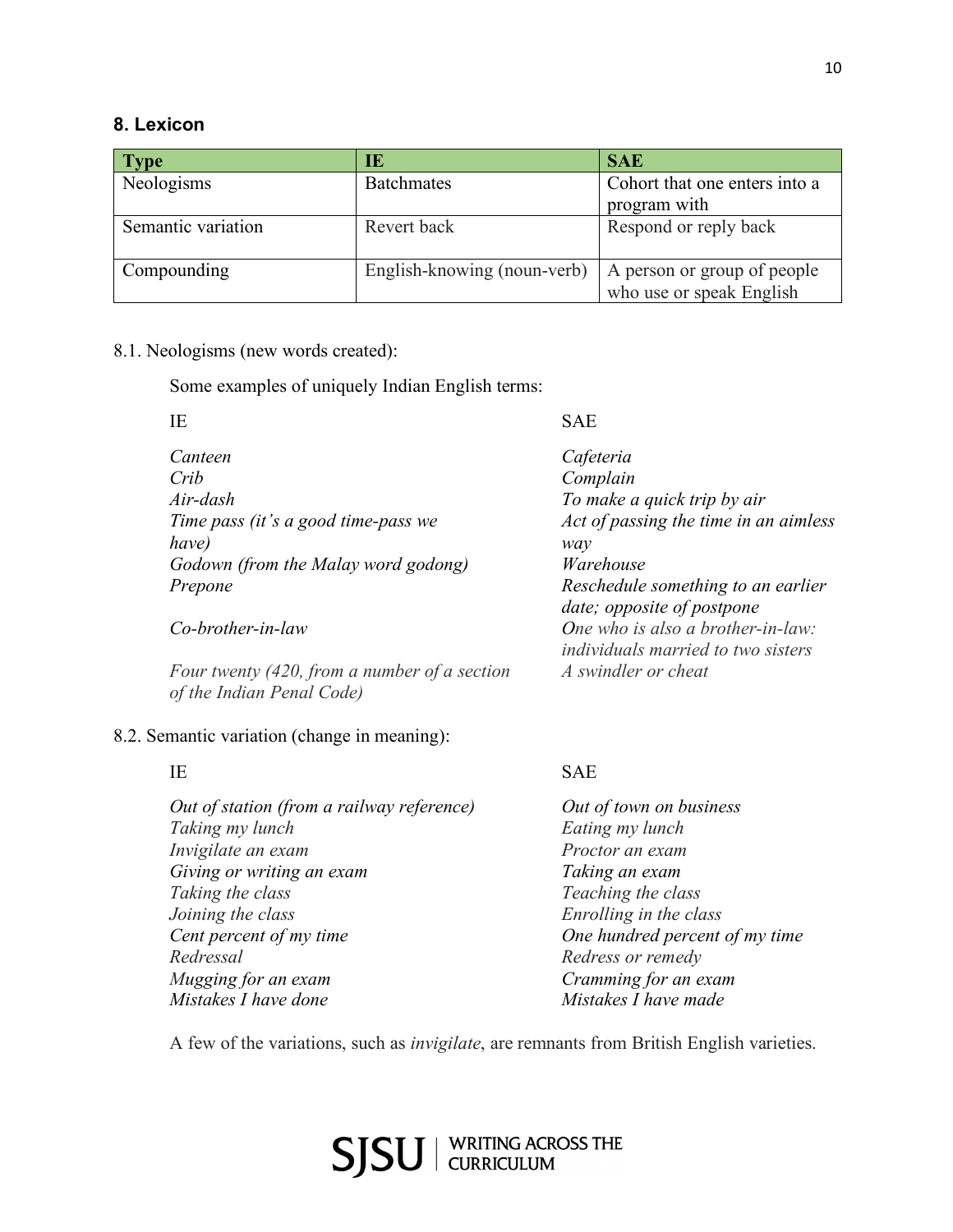## 8. Lexicon

| Type | IE | SAE |
|---|---|---|
| Neologisms | Batchmates | Cohort that one enters into a program with |
| Semantic variation | Revert back | Respond or reply back |
| Compounding | English-knowing (noun-verb) | A person or group of people who use or speak English |

8.1. Neologisms (new words created):

Some examples of uniquely Indian English terms:

| IE | SAE |
|---|---|
| *Canteen* | *Cafeteria* |
| *Crib* | *Complain* |
| *Air-dash* | *To make a quick trip by air* |
| *Time pass (it's a good time-pass we have)* | *Act of passing the time in an aimless way* |
| *Godown (from the Malay word godong)* | *Warehouse* |
| *Prepone* | *Reschedule something to an earlier date; opposite of postpone* |
| *Co-brother-in-law* | *One who is also a brother-in-law: individuals married to two sisters* |
| *Four twenty (420, from a number of a section of the Indian Penal Code)* | *A swindler or cheat* |

8.2. Semantic variation (change in meaning):

| IE | SAE |
|---|---|
| *Out of station (from a railway reference)* | *Out of town on business* |
| *Taking my lunch* | *Eating my lunch* |
| *Invigilate an exam* | *Proctor an exam* |
| *Giving or writing an exam* | *Taking an exam* |
| *Taking the class* | *Teaching the class* |
| *Joining the class* | *Enrolling in the class* |
| *Cent percent of my time* | *One hundred percent of my time* |
| *Redressal* | *Redress or remedy* |
| *Mugging for an exam* | *Cramming for an exam* |
| *Mistakes I have done* | *Mistakes I have made* |

A few of the variations, such as *invigilate*, are remnants from British English varieties.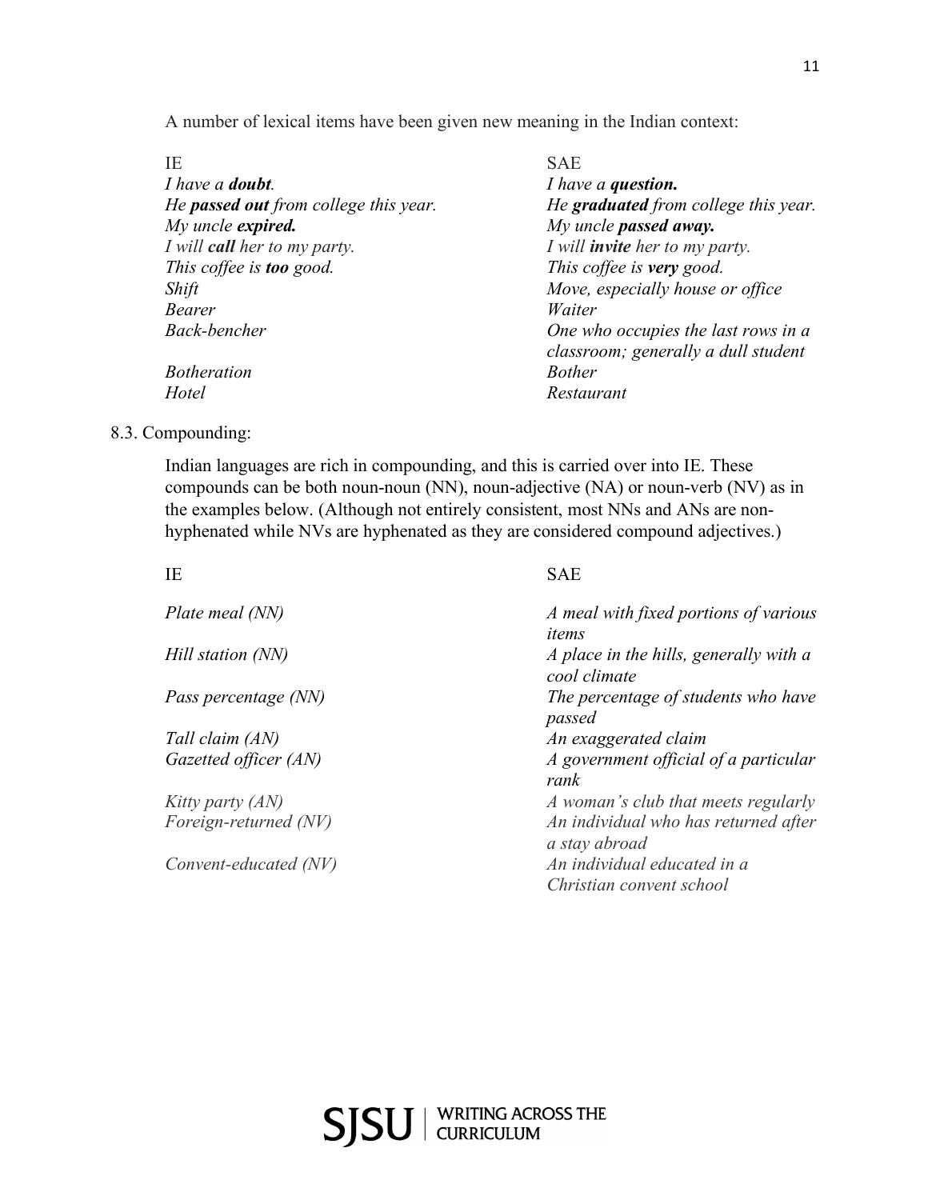A number of lexical items have been given new meaning in the Indian context:

| IE | SAE |
|---|---|
| *I have a **doubt**.* | *I have a **question.*** |
| *He **passed out** from college this year.* | *He **graduated** from college this year.* |
| *My uncle **expired.*** | *My uncle **passed away.*** |
| *I will **call** her to my party.* | *I will **invite** her to my party.* |
| *This coffee is **too** good.* | *This coffee is **very** good.* |
| *Shift* | *Move, especially house or office* |
| *Bearer* | *Waiter* |
| *Back-bencher* | *One who occupies the last rows in a classroom; generally a dull student* |
| *Botheration* | *Bother* |
| *Hotel* | *Restaurant* |

8.3. Compounding:

Indian languages are rich in compounding, and this is carried over into IE. These compounds can be both noun-noun (NN), noun-adjective (NA) or noun-verb (NV) as in the examples below. (Although not entirely consistent, most NNs and ANs are non-hyphenated while NVs are hyphenated as they are considered compound adjectives.)

| IE | SAE |
|---|---|
| *Plate meal (NN)* | *A meal with fixed portions of various items* |
| *Hill station (NN)* | *A place in the hills, generally with a cool climate* |
| *Pass percentage (NN)* | *The percentage of students who have passed* |
| *Tall claim (AN)* | *An exaggerated claim* |
| *Gazetted officer (AN)* | *A government official of a particular rank* |
| *Kitty party (AN)* | *A woman's club that meets regularly* |
| *Foreign-returned (NV)* | *An individual who has returned after a stay abroad* |
| *Convent-educated (NV)* | *An individual educated in a Christian convent school* |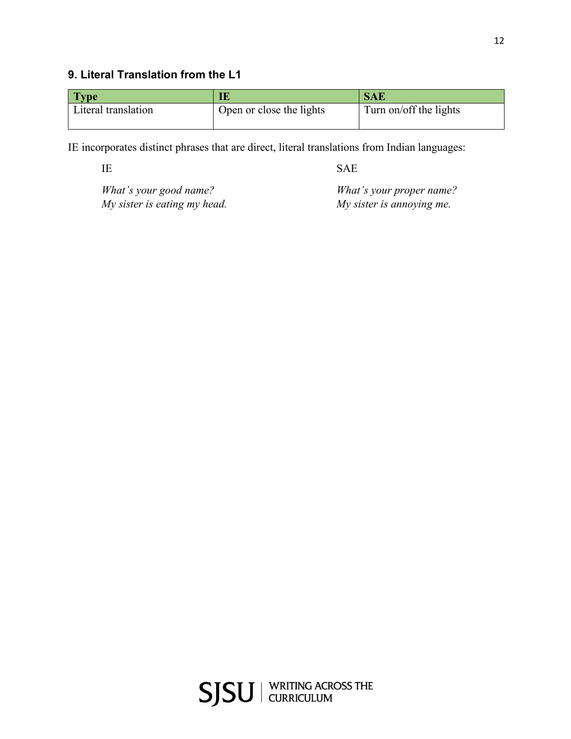### 9. Literal Translation from the L1

| Type | IE | SAE |
| --- | --- | --- |
| Literal translation | Open or close the lights | Turn on/off the lights |

IE incorporates distinct phrases that are direct, literal translations from Indian languages:

| IE | SAE |
| --- | --- |
| *What's your good name?* | *What's your proper name?* |
| *My sister is eating my head.* | *My sister is annoying me.* |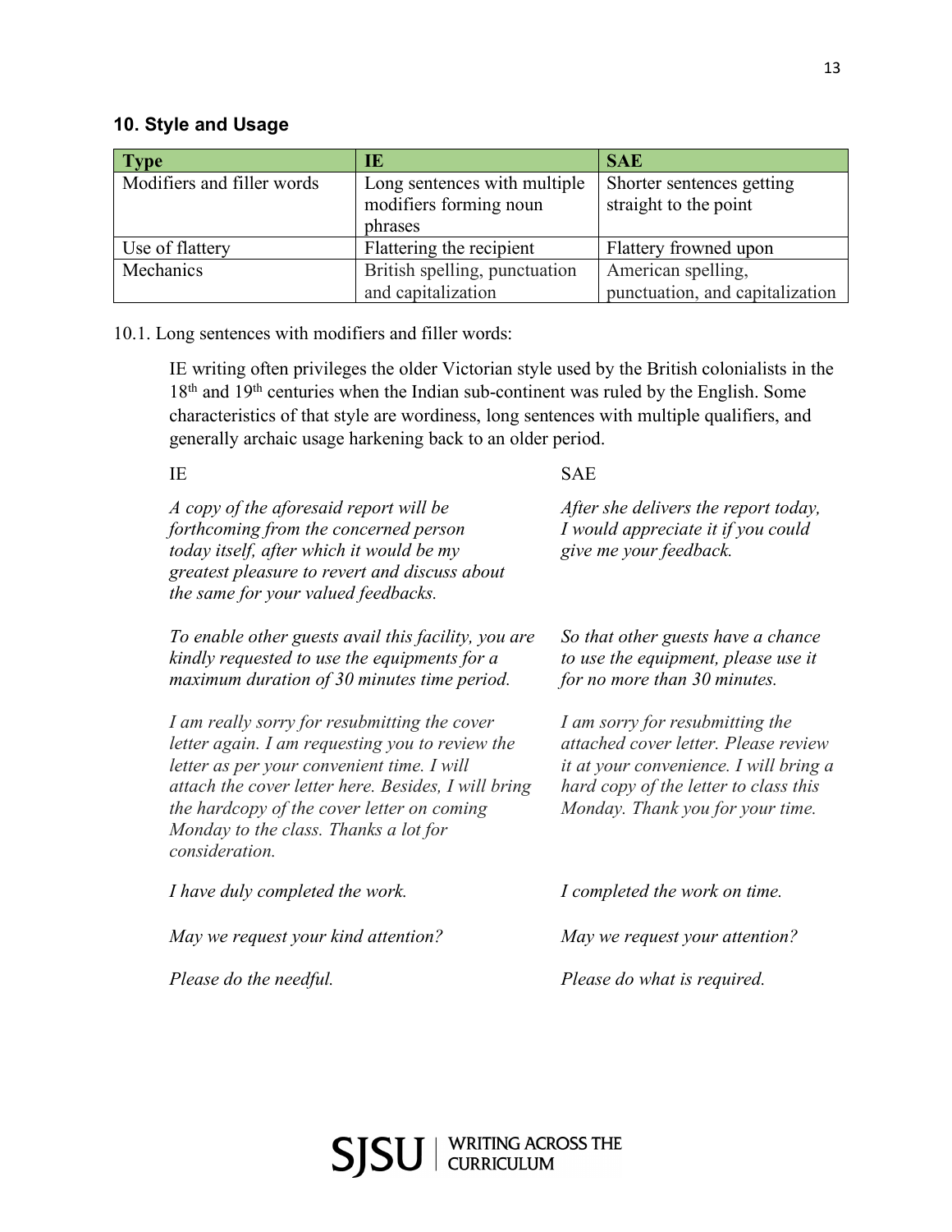## 10. Style and Usage

| Type | IE | SAE |
|---|---|---|
| Modifiers and filler words | Long sentences with multiple modifiers forming noun phrases | Shorter sentences getting straight to the point |
| Use of flattery | Flattering the recipient | Flattery frowned upon |
| Mechanics | British spelling, punctuation and capitalization | American spelling, punctuation, and capitalization |

10.1. Long sentences with modifiers and filler words:

IE writing often privileges the older Victorian style used by the British colonialists in the 18th and 19th centuries when the Indian sub-continent was ruled by the English. Some characteristics of that style are wordiness, long sentences with multiple qualifiers, and generally archaic usage harkening back to an older period.

| IE | SAE |
|---|---|
| *A copy of the aforesaid report will be forthcoming from the concerned person today itself, after which it would be my greatest pleasure to revert and discuss about the same for your valued feedbacks.* | *After she delivers the report today, I would appreciate it if you could give me your feedback.* |
| *To enable other guests avail this facility, you are kindly requested to use the equipments for a maximum duration of 30 minutes time period.* | *So that other guests have a chance to use the equipment, please use it for no more than 30 minutes.* |
| *I am really sorry for resubmitting the cover letter again. I am requesting you to review the letter as per your convenient time. I will attach the cover letter here. Besides, I will bring the hardcopy of the cover letter on coming Monday to the class. Thanks a lot for consideration.* | *I am sorry for resubmitting the attached cover letter. Please review it at your convenience. I will bring a hard copy of the letter to class this Monday. Thank you for your time.* |
| *I have duly completed the work.* | *I completed the work on time.* |
| *May we request your kind attention?* | *May we request your attention?* |
| *Please do the needful.* | *Please do what is required.* |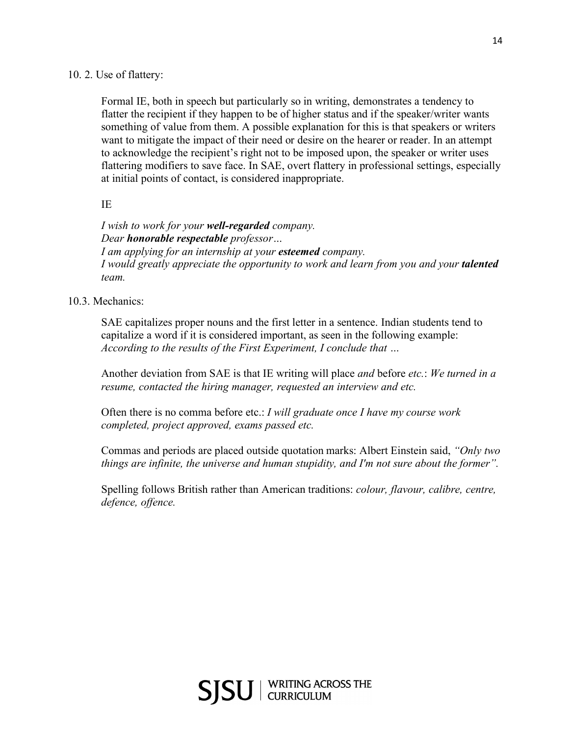### 10. 2. Use of flattery:

Formal IE, both in speech but particularly so in writing, demonstrates a tendency to flatter the recipient if they happen to be of higher status and if the speaker/writer wants something of value from them. A possible explanation for this is that speakers or writers want to mitigate the impact of their need or desire on the hearer or reader. In an attempt to acknowledge the recipient's right not to be imposed upon, the speaker or writer uses flattering modifiers to save face. In SAE, overt flattery in professional settings, especially at initial points of contact, is considered inappropriate.

IE

*I wish to work for your* ***well-regarded*** *company.*
*Dear* ***honorable respectable*** *professor…*
*I am applying for an internship at your* ***esteemed*** *company.*
*I would greatly appreciate the opportunity to work and learn from you and your* ***talented*** *team.*

### 10.3. Mechanics:

SAE capitalizes proper nouns and the first letter in a sentence. Indian students tend to capitalize a word if it is considered important, as seen in the following example: *According to the results of the First Experiment, I conclude that …*

Another deviation from SAE is that IE writing will place *and* before *etc.*: *We turned in a resume, contacted the hiring manager, requested an interview and etc.*

Often there is no comma before etc.: *I will graduate once I have my course work completed, project approved, exams passed etc.*

Commas and periods are placed outside quotation marks: Albert Einstein said, *"Only two things are infinite, the universe and human stupidity, and I'm not sure about the former".*

Spelling follows British rather than American traditions: *colour, flavour, calibre, centre, defence, offence.*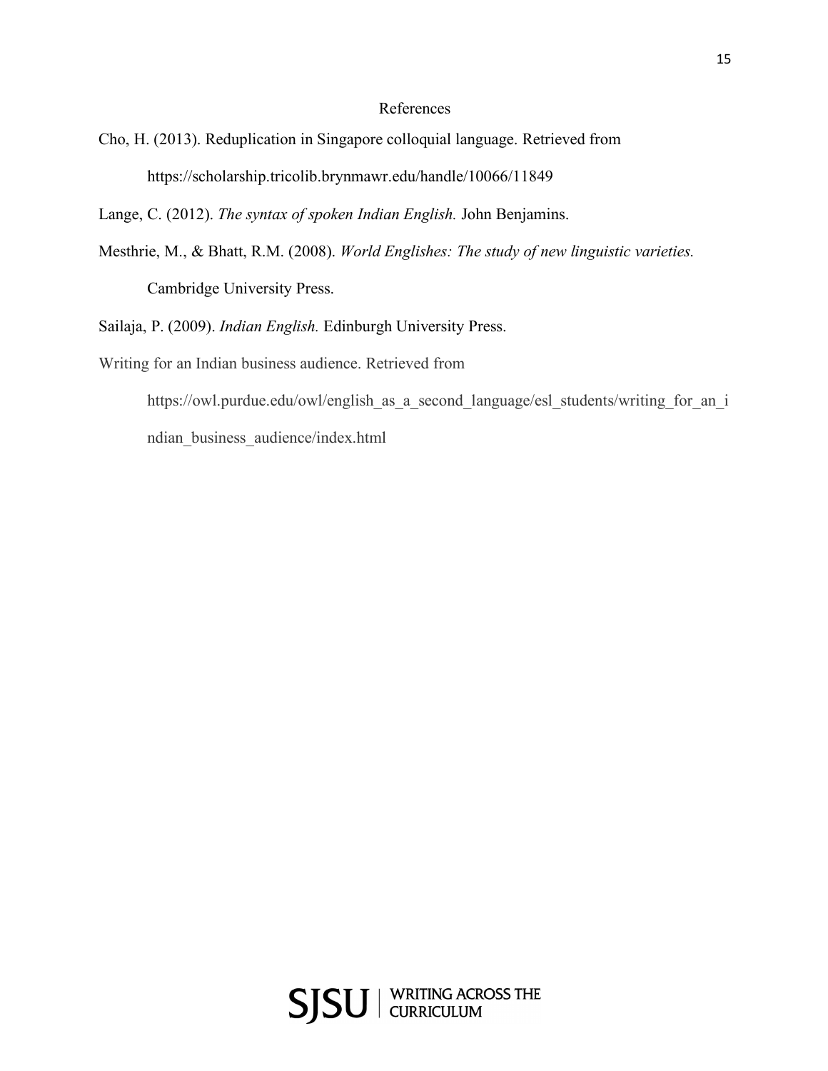# References

Cho, H. (2013). Reduplication in Singapore colloquial language. Retrieved from https://scholarship.tricolib.brynmawr.edu/handle/10066/11849

Lange, C. (2012). *The syntax of spoken Indian English.* John Benjamins.

Mesthrie, M., & Bhatt, R.M. (2008). *World Englishes: The study of new linguistic varieties.* Cambridge University Press.

Sailaja, P. (2009). *Indian English.* Edinburgh University Press.

Writing for an Indian business audience. Retrieved from https://owl.purdue.edu/owl/english_as_a_second_language/esl_students/writing_for_an_indian_business_audience/index.html

SJSU | WRITING ACROSS THE CURRICULUM